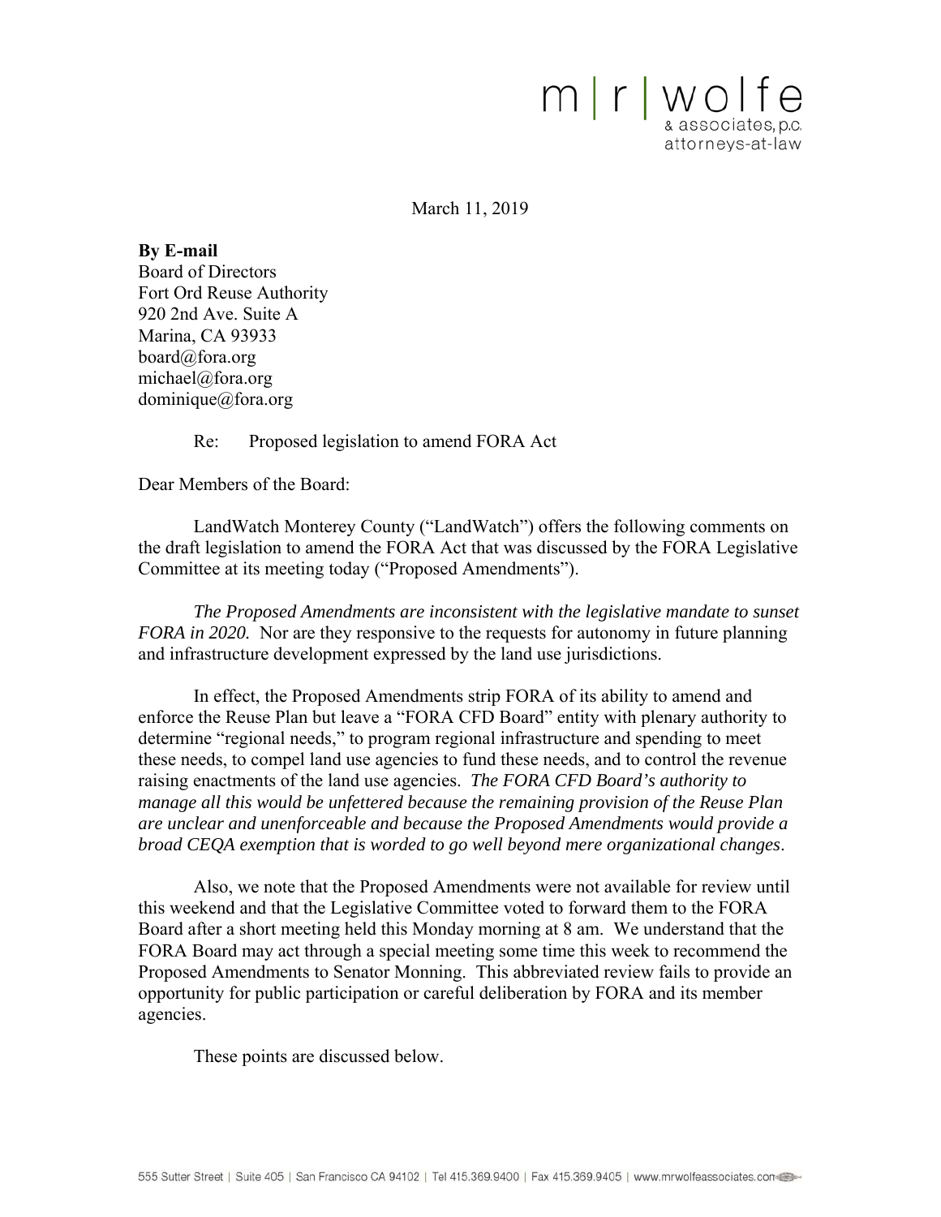m|r|wolfe
& associates, p.c.
attorneys-at-law

March 11, 2019

**By E-mail**
Board of Directors
Fort Ord Reuse Authority
920 2nd Ave. Suite A
Marina, CA 93933
board@fora.org
michael@fora.org
dominique@fora.org

Re: Proposed legislation to amend FORA Act

Dear Members of the Board:

LandWatch Monterey County ("LandWatch") offers the following comments on the draft legislation to amend the FORA Act that was discussed by the FORA Legislative Committee at its meeting today ("Proposed Amendments").

*The Proposed Amendments are inconsistent with the legislative mandate to sunset FORA in 2020.* Nor are they responsive to the requests for autonomy in future planning and infrastructure development expressed by the land use jurisdictions.

In effect, the Proposed Amendments strip FORA of its ability to amend and enforce the Reuse Plan but leave a "FORA CFD Board" entity with plenary authority to determine "regional needs," to program regional infrastructure and spending to meet these needs, to compel land use agencies to fund these needs, and to control the revenue raising enactments of the land use agencies. *The FORA CFD Board's authority to manage all this would be unfettered because the remaining provision of the Reuse Plan are unclear and unenforceable and because the Proposed Amendments would provide a broad CEQA exemption that is worded to go well beyond mere organizational changes*.

Also, we note that the Proposed Amendments were not available for review until this weekend and that the Legislative Committee voted to forward them to the FORA Board after a short meeting held this Monday morning at 8 am. We understand that the FORA Board may act through a special meeting some time this week to recommend the Proposed Amendments to Senator Monning. This abbreviated review fails to provide an opportunity for public participation or careful deliberation by FORA and its member agencies.

These points are discussed below.

555 Sutter Street | Suite 405 | San Francisco CA 94102 | Tel 415.369.9400 | Fax 415.369.9405 | www.mrwolfeassociates.com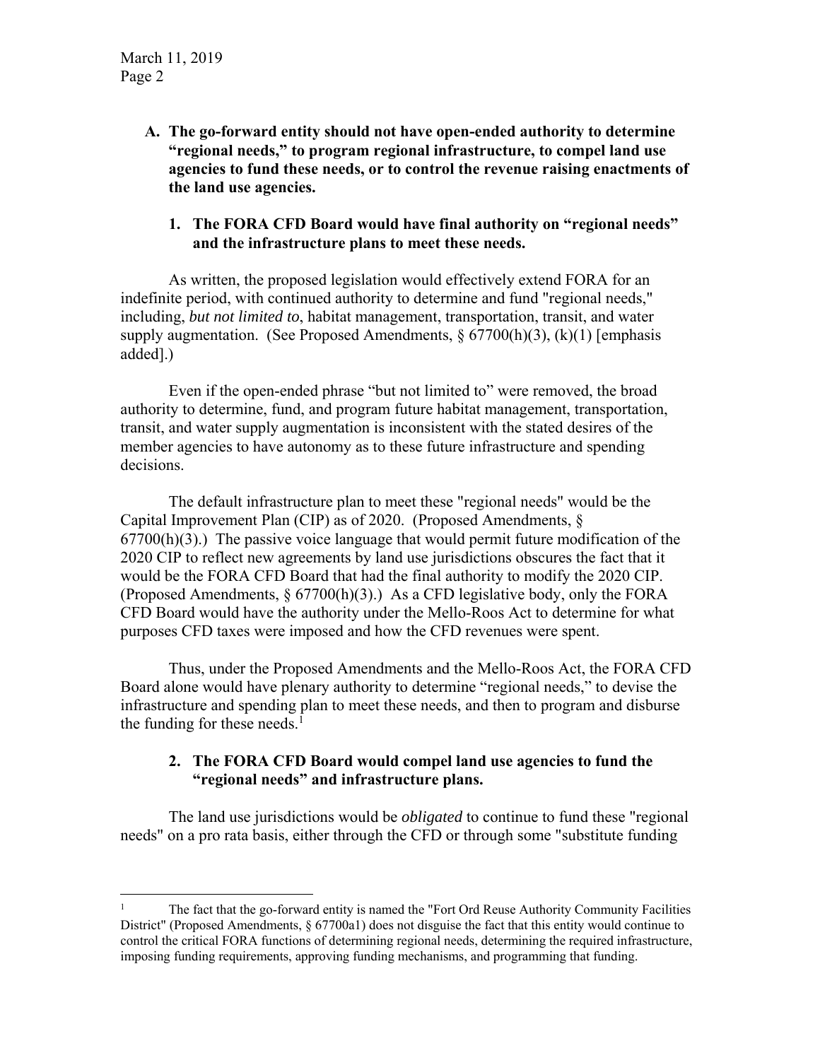**A. The go-forward entity should not have open-ended authority to determine "regional needs," to program regional infrastructure, to compel land use agencies to fund these needs, or to control the revenue raising enactments of the land use agencies.**

**1. The FORA CFD Board would have final authority on "regional needs" and the infrastructure plans to meet these needs.**

As written, the proposed legislation would effectively extend FORA for an indefinite period, with continued authority to determine and fund "regional needs," including, *but not limited to*, habitat management, transportation, transit, and water supply augmentation. (See Proposed Amendments, § 67700(h)(3), (k)(1) [emphasis added].)

Even if the open-ended phrase "but not limited to" were removed, the broad authority to determine, fund, and program future habitat management, transportation, transit, and water supply augmentation is inconsistent with the stated desires of the member agencies to have autonomy as to these future infrastructure and spending decisions.

The default infrastructure plan to meet these "regional needs" would be the Capital Improvement Plan (CIP) as of 2020. (Proposed Amendments, § 67700(h)(3).) The passive voice language that would permit future modification of the 2020 CIP to reflect new agreements by land use jurisdictions obscures the fact that it would be the FORA CFD Board that had the final authority to modify the 2020 CIP. (Proposed Amendments, § 67700(h)(3).) As a CFD legislative body, only the FORA CFD Board would have the authority under the Mello-Roos Act to determine for what purposes CFD taxes were imposed and how the CFD revenues were spent.

Thus, under the Proposed Amendments and the Mello-Roos Act, the FORA CFD Board alone would have plenary authority to determine "regional needs," to devise the infrastructure and spending plan to meet these needs, and then to program and disburse the funding for these needs.[1]

**2. The FORA CFD Board would compel land use agencies to fund the "regional needs" and infrastructure plans.**

The land use jurisdictions would be *obligated* to continue to fund these "regional needs" on a pro rata basis, either through the CFD or through some "substitute funding

[1] The fact that the go-forward entity is named the "Fort Ord Reuse Authority Community Facilities District" (Proposed Amendments, § 67700a1) does not disguise the fact that this entity would continue to control the critical FORA functions of determining regional needs, determining the required infrastructure, imposing funding requirements, approving funding mechanisms, and programming that funding.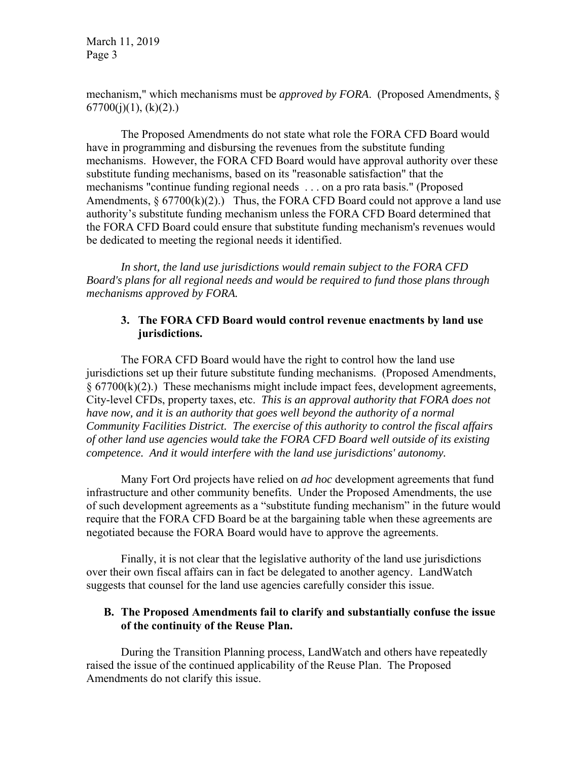mechanism," which mechanisms must be *approved by FORA*. (Proposed Amendments, § 67700(j)(1), (k)(2).)

The Proposed Amendments do not state what role the FORA CFD Board would have in programming and disbursing the revenues from the substitute funding mechanisms. However, the FORA CFD Board would have approval authority over these substitute funding mechanisms, based on its "reasonable satisfaction" that the mechanisms "continue funding regional needs . . . on a pro rata basis." (Proposed Amendments, § 67700(k)(2).) Thus, the FORA CFD Board could not approve a land use authority's substitute funding mechanism unless the FORA CFD Board determined that the FORA CFD Board could ensure that substitute funding mechanism's revenues would be dedicated to meeting the regional needs it identified.

*In short, the land use jurisdictions would remain subject to the FORA CFD Board's plans for all regional needs and would be required to fund those plans through mechanisms approved by FORA.*

### 3. The FORA CFD Board would control revenue enactments by land use jurisdictions.

The FORA CFD Board would have the right to control how the land use jurisdictions set up their future substitute funding mechanisms. (Proposed Amendments, § 67700(k)(2).) These mechanisms might include impact fees, development agreements, City-level CFDs, property taxes, etc. *This is an approval authority that FORA does not have now, and it is an authority that goes well beyond the authority of a normal Community Facilities District. The exercise of this authority to control the fiscal affairs of other land use agencies would take the FORA CFD Board well outside of its existing competence. And it would interfere with the land use jurisdictions' autonomy.*

Many Fort Ord projects have relied on *ad hoc* development agreements that fund infrastructure and other community benefits. Under the Proposed Amendments, the use of such development agreements as a "substitute funding mechanism" in the future would require that the FORA CFD Board be at the bargaining table when these agreements are negotiated because the FORA Board would have to approve the agreements.

Finally, it is not clear that the legislative authority of the land use jurisdictions over their own fiscal affairs can in fact be delegated to another agency. LandWatch suggests that counsel for the land use agencies carefully consider this issue.

## B. The Proposed Amendments fail to clarify and substantially confuse the issue of the continuity of the Reuse Plan.

During the Transition Planning process, LandWatch and others have repeatedly raised the issue of the continued applicability of the Reuse Plan. The Proposed Amendments do not clarify this issue.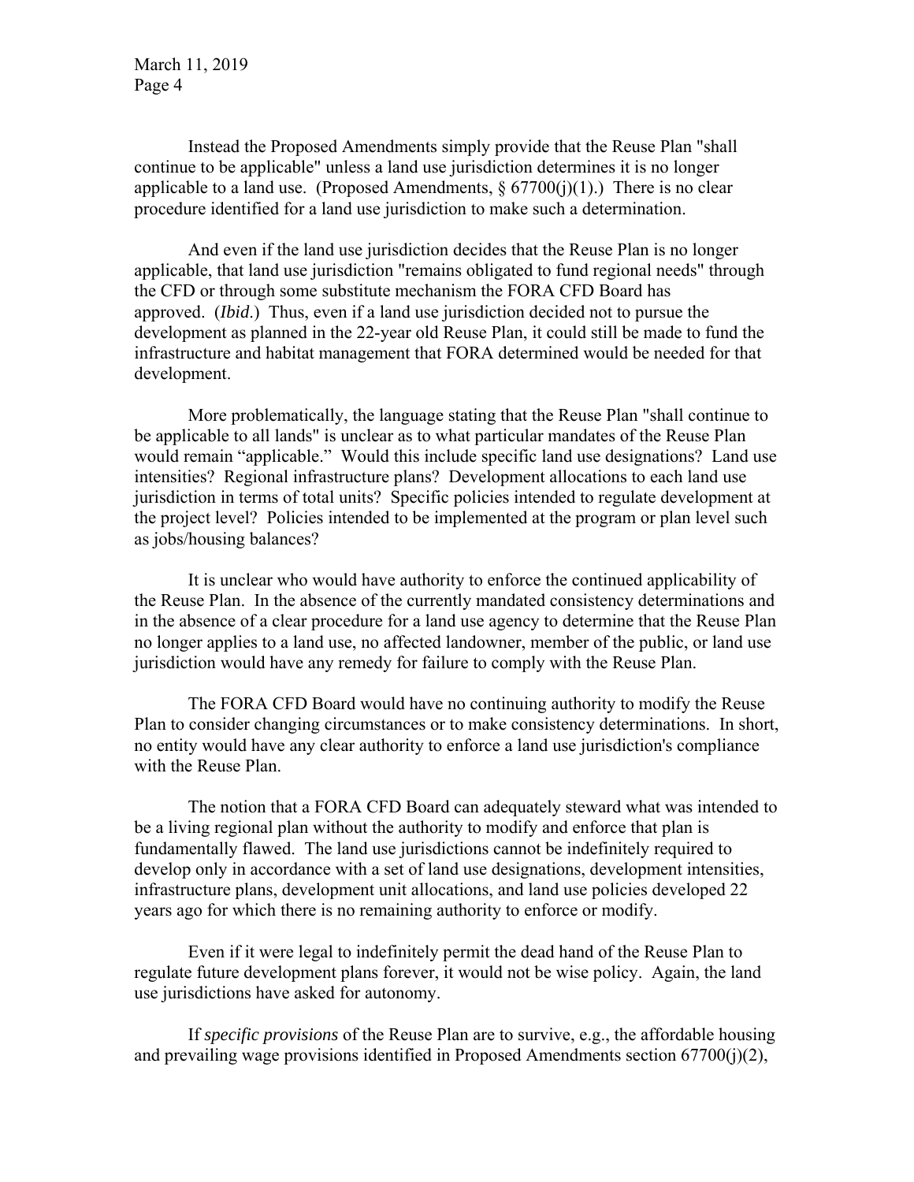Instead the Proposed Amendments simply provide that the Reuse Plan "shall continue to be applicable" unless a land use jurisdiction determines it is no longer applicable to a land use. (Proposed Amendments, § 67700(j)(1).) There is no clear procedure identified for a land use jurisdiction to make such a determination.

And even if the land use jurisdiction decides that the Reuse Plan is no longer applicable, that land use jurisdiction "remains obligated to fund regional needs" through the CFD or through some substitute mechanism the FORA CFD Board has approved. (*Ibid*.) Thus, even if a land use jurisdiction decided not to pursue the development as planned in the 22-year old Reuse Plan, it could still be made to fund the infrastructure and habitat management that FORA determined would be needed for that development.

More problematically, the language stating that the Reuse Plan "shall continue to be applicable to all lands" is unclear as to what particular mandates of the Reuse Plan would remain "applicable." Would this include specific land use designations? Land use intensities? Regional infrastructure plans? Development allocations to each land use jurisdiction in terms of total units? Specific policies intended to regulate development at the project level? Policies intended to be implemented at the program or plan level such as jobs/housing balances?

It is unclear who would have authority to enforce the continued applicability of the Reuse Plan. In the absence of the currently mandated consistency determinations and in the absence of a clear procedure for a land use agency to determine that the Reuse Plan no longer applies to a land use, no affected landowner, member of the public, or land use jurisdiction would have any remedy for failure to comply with the Reuse Plan.

The FORA CFD Board would have no continuing authority to modify the Reuse Plan to consider changing circumstances or to make consistency determinations. In short, no entity would have any clear authority to enforce a land use jurisdiction's compliance with the Reuse Plan.

The notion that a FORA CFD Board can adequately steward what was intended to be a living regional plan without the authority to modify and enforce that plan is fundamentally flawed. The land use jurisdictions cannot be indefinitely required to develop only in accordance with a set of land use designations, development intensities, infrastructure plans, development unit allocations, and land use policies developed 22 years ago for which there is no remaining authority to enforce or modify.

Even if it were legal to indefinitely permit the dead hand of the Reuse Plan to regulate future development plans forever, it would not be wise policy. Again, the land use jurisdictions have asked for autonomy.

If *specific provisions* of the Reuse Plan are to survive, e.g., the affordable housing and prevailing wage provisions identified in Proposed Amendments section 67700(j)(2),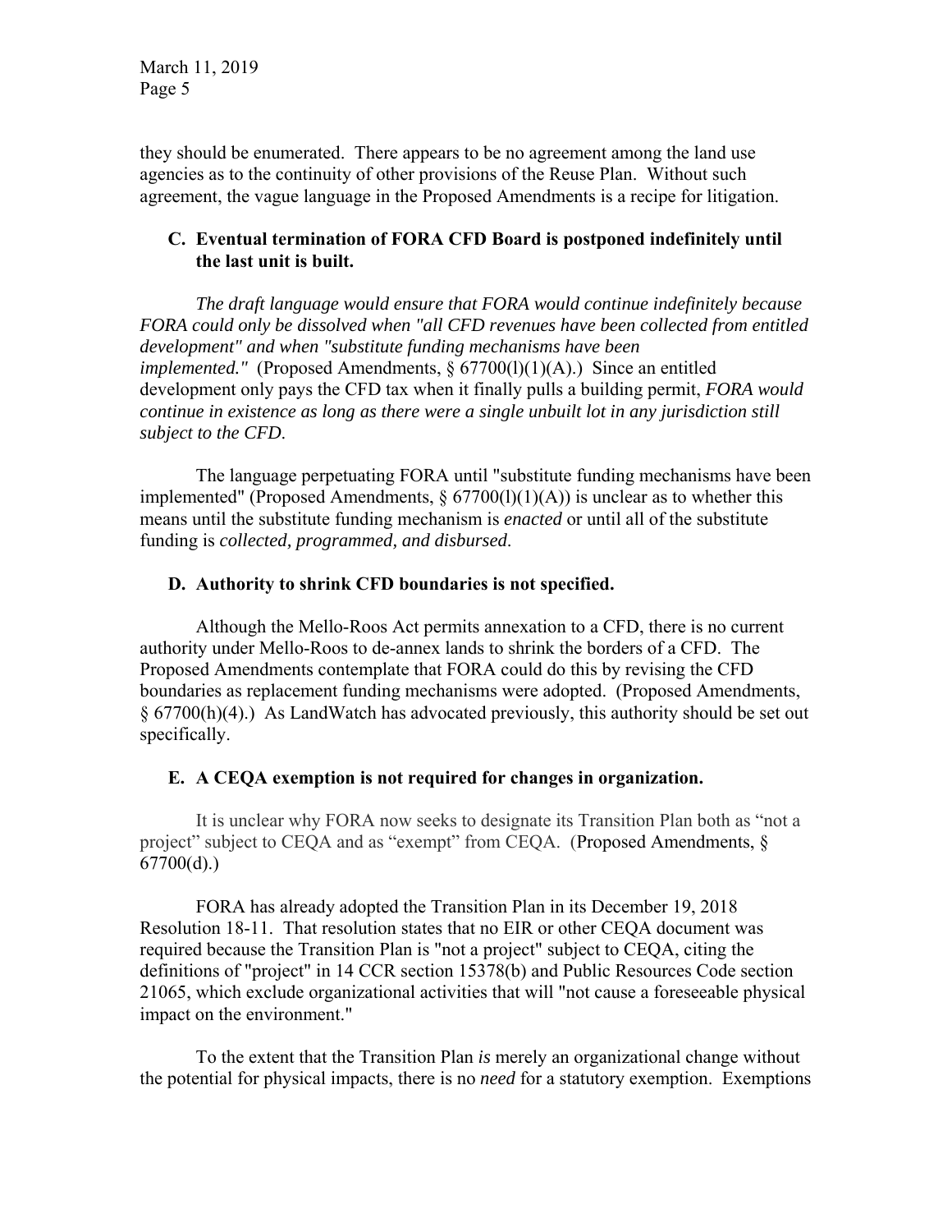they should be enumerated. There appears to be no agreement among the land use agencies as to the continuity of other provisions of the Reuse Plan. Without such agreement, the vague language in the Proposed Amendments is a recipe for litigation.

### C. Eventual termination of FORA CFD Board is postponed indefinitely until the last unit is built.

*The draft language would ensure that FORA would continue indefinitely because FORA could only be dissolved when "all CFD revenues have been collected from entitled development" and when "substitute funding mechanisms have been implemented."* (Proposed Amendments, § 67700(l)(1)(A).) Since an entitled development only pays the CFD tax when it finally pulls a building permit, *FORA would continue in existence as long as there were a single unbuilt lot in any jurisdiction still subject to the CFD.*

The language perpetuating FORA until "substitute funding mechanisms have been implemented" (Proposed Amendments, § 67700(l)(1)(A)) is unclear as to whether this means until the substitute funding mechanism is *enacted* or until all of the substitute funding is *collected, programmed, and disbursed.*

### D. Authority to shrink CFD boundaries is not specified.

Although the Mello-Roos Act permits annexation to a CFD, there is no current authority under Mello-Roos to de-annex lands to shrink the borders of a CFD. The Proposed Amendments contemplate that FORA could do this by revising the CFD boundaries as replacement funding mechanisms were adopted. (Proposed Amendments, § 67700(h)(4).) As LandWatch has advocated previously, this authority should be set out specifically.

### E. A CEQA exemption is not required for changes in organization.

It is unclear why FORA now seeks to designate its Transition Plan both as "not a project" subject to CEQA and as "exempt" from CEQA. (Proposed Amendments, § 67700(d).)

FORA has already adopted the Transition Plan in its December 19, 2018 Resolution 18-11. That resolution states that no EIR or other CEQA document was required because the Transition Plan is "not a project" subject to CEQA, citing the definitions of "project" in 14 CCR section 15378(b) and Public Resources Code section 21065, which exclude organizational activities that will "not cause a foreseeable physical impact on the environment."

To the extent that the Transition Plan *is* merely an organizational change without the potential for physical impacts, there is no *need* for a statutory exemption. Exemptions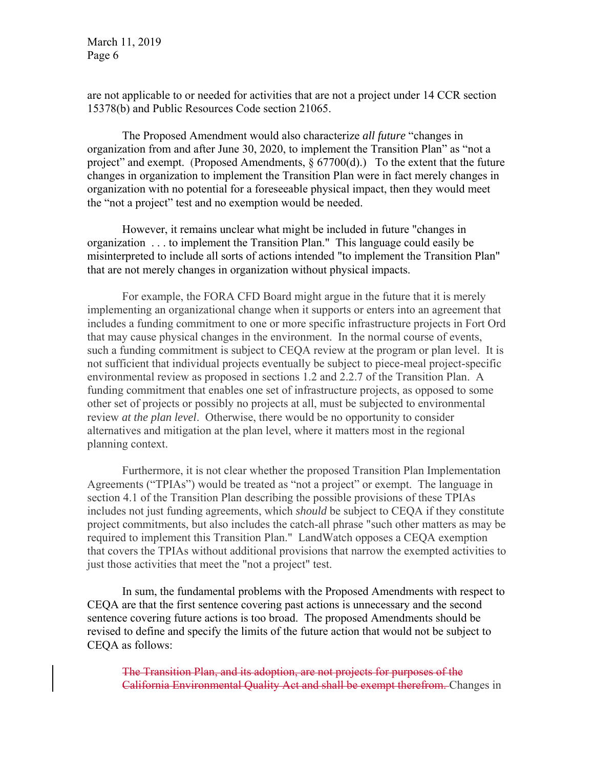are not applicable to or needed for activities that are not a project under 14 CCR section 15378(b) and Public Resources Code section 21065.

The Proposed Amendment would also characterize *all future* "changes in organization from and after June 30, 2020, to implement the Transition Plan" as "not a project" and exempt. (Proposed Amendments, § 67700(d).) To the extent that the future changes in organization to implement the Transition Plan were in fact merely changes in organization with no potential for a foreseeable physical impact, then they would meet the "not a project" test and no exemption would be needed.

However, it remains unclear what might be included in future "changes in organization . . . to implement the Transition Plan." This language could easily be misinterpreted to include all sorts of actions intended "to implement the Transition Plan" that are not merely changes in organization without physical impacts.

For example, the FORA CFD Board might argue in the future that it is merely implementing an organizational change when it supports or enters into an agreement that includes a funding commitment to one or more specific infrastructure projects in Fort Ord that may cause physical changes in the environment. In the normal course of events, such a funding commitment is subject to CEQA review at the program or plan level. It is not sufficient that individual projects eventually be subject to piece-meal project-specific environmental review as proposed in sections 1.2 and 2.2.7 of the Transition Plan. A funding commitment that enables one set of infrastructure projects, as opposed to some other set of projects or possibly no projects at all, must be subjected to environmental review *at the plan level*. Otherwise, there would be no opportunity to consider alternatives and mitigation at the plan level, where it matters most in the regional planning context.

Furthermore, it is not clear whether the proposed Transition Plan Implementation Agreements ("TPIAs") would be treated as "not a project" or exempt. The language in section 4.1 of the Transition Plan describing the possible provisions of these TPIAs includes not just funding agreements, which *should* be subject to CEQA if they constitute project commitments, but also includes the catch-all phrase "such other matters as may be required to implement this Transition Plan." LandWatch opposes a CEQA exemption that covers the TPIAs without additional provisions that narrow the exempted activities to just those activities that meet the "not a project" test.

In sum, the fundamental problems with the Proposed Amendments with respect to CEQA are that the first sentence covering past actions is unnecessary and the second sentence covering future actions is too broad. The proposed Amendments should be revised to define and specify the limits of the future action that would not be subject to CEQA as follows:

> ~~The Transition Plan, and its adoption, are not projects for purposes of the California Environmental Quality Act and shall be exempt therefrom.~~ Changes in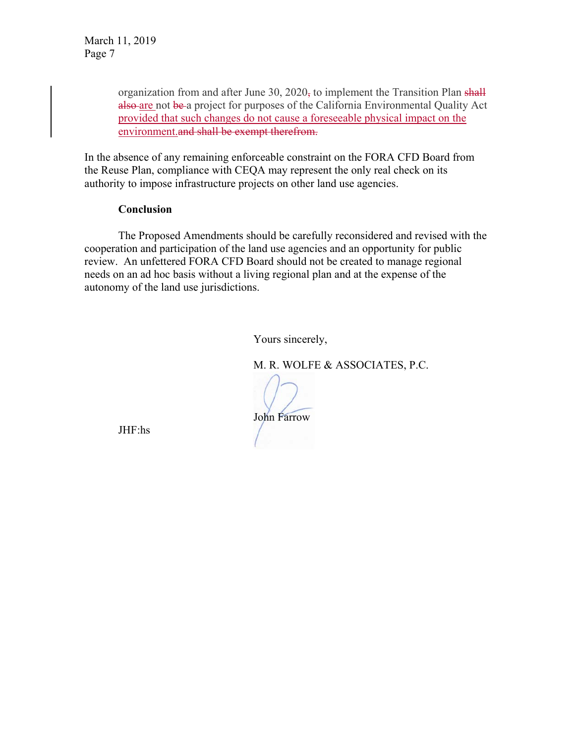organization from and after June 30, 2020~~,~~ to implement the Transition Plan ~~shall also~~ are not ~~be~~ a project for purposes of the California Environmental Quality Act provided that such changes do not cause a foreseeable physical impact on the environment.~~and shall be exempt therefrom.~~

In the absence of any remaining enforceable constraint on the FORA CFD Board from the Reuse Plan, compliance with CEQA may represent the only real check on its authority to impose infrastructure projects on other land use agencies.

**Conclusion**

The Proposed Amendments should be carefully reconsidered and revised with the cooperation and participation of the land use agencies and an opportunity for public review. An unfettered FORA CFD Board should not be created to manage regional needs on an ad hoc basis without a living regional plan and at the expense of the autonomy of the land use jurisdictions.

Yours sincerely,

M. R. WOLFE & ASSOCIATES, P.C.

John Farrow

JHF:hs